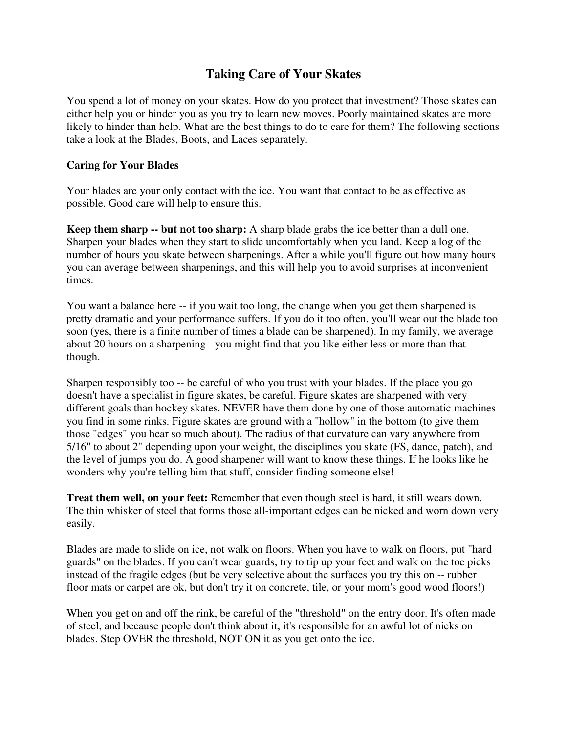# Taking Care of Your Skates

You spend a lot of money on your skates. How do you protect that investment? Those skates can either help you or hinder you as you try to learn new moves. Poorly maintained skates are more likely to hinder than help. What are the best things to do to care for them? The following sections take a look at the Blades, Boots, and Laces separately.

## Caring for Your Blades

Your blades are your only contact with the ice. You want that contact to be as effective as possible. Good care will help to ensure this.

**Keep them sharp -- but not too sharp:** A sharp blade grabs the ice better than a dull one. Sharpen your blades when they start to slide uncomfortably when you land. Keep a log of the number of hours you skate between sharpenings. After a while you'll figure out how many hours you can average between sharpenings, and this will help you to avoid surprises at inconvenient times.

You want a balance here -- if you wait too long, the change when you get them sharpened is pretty dramatic and your performance suffers. If you do it too often, you'll wear out the blade too soon (yes, there is a finite number of times a blade can be sharpened). In my family, we average about 20 hours on a sharpening - you might find that you like either less or more than that though.

Sharpen responsibly too -- be careful of who you trust with your blades. If the place you go doesn't have a specialist in figure skates, be careful. Figure skates are sharpened with very different goals than hockey skates. NEVER have them done by one of those automatic machines you find in some rinks. Figure skates are ground with a "hollow" in the bottom (to give them those "edges" you hear so much about). The radius of that curvature can vary anywhere from 5/16" to about 2" depending upon your weight, the disciplines you skate (FS, dance, patch), and the level of jumps you do. A good sharpener will want to know these things. If he looks like he wonders why you're telling him that stuff, consider finding someone else!

**Treat them well, on your feet:** Remember that even though steel is hard, it still wears down. The thin whisker of steel that forms those all-important edges can be nicked and worn down very easily.

Blades are made to slide on ice, not walk on floors. When you have to walk on floors, put "hard guards" on the blades. If you can't wear guards, try to tip up your feet and walk on the toe picks instead of the fragile edges (but be very selective about the surfaces you try this on -- rubber floor mats or carpet are ok, but don't try it on concrete, tile, or your mom's good wood floors!)

When you get on and off the rink, be careful of the "threshold" on the entry door. It's often made of steel, and because people don't think about it, it's responsible for an awful lot of nicks on blades. Step OVER the threshold, NOT ON it as you get onto the ice.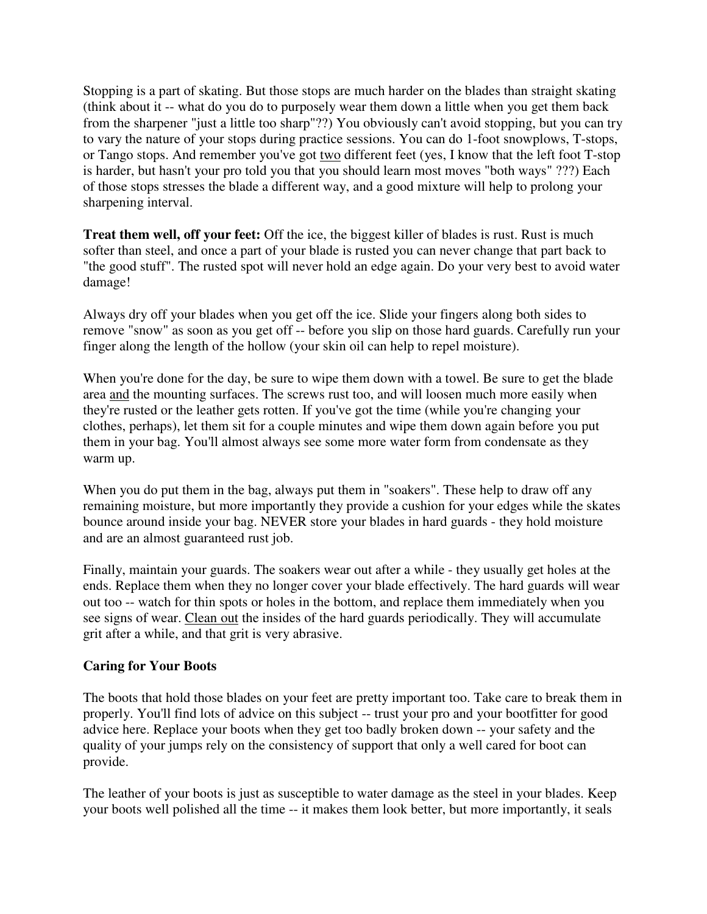Stopping is a part of skating. But those stops are much harder on the blades than straight skating (think about it -- what do you do to purposely wear them down a little when you get them back from the sharpener "just a little too sharp"??) You obviously can't avoid stopping, but you can try to vary the nature of your stops during practice sessions. You can do 1-foot snowplows, T-stops, or Tango stops. And remember you've got <u>two</u> different feet (yes, I know that the left foot T-stop is harder, but hasn't your pro told you that you should learn most moves "both ways" ???) Each of those stops stresses the blade a different way, and a good mixture will help to prolong your sharpening interval.

**Treat them well, off your feet:** Off the ice, the biggest killer of blades is rust. Rust is much softer than steel, and once a part of your blade is rusted you can never change that part back to "the good stuff". The rusted spot will never hold an edge again. Do your very best to avoid water damage!

Always dry off your blades when you get off the ice. Slide your fingers along both sides to remove "snow" as soon as you get off -- before you slip on those hard guards. Carefully run your finger along the length of the hollow (your skin oil can help to repel moisture).

When you're done for the day, be sure to wipe them down with a towel. Be sure to get the blade area <u>and</u> the mounting surfaces. The screws rust too, and will loosen much more easily when they're rusted or the leather gets rotten. If you've got the time (while you're changing your clothes, perhaps), let them sit for a couple minutes and wipe them down again before you put them in your bag. You'll almost always see some more water form from condensate as they warm up.

When you do put them in the bag, always put them in "soakers". These help to draw off any remaining moisture, but more importantly they provide a cushion for your edges while the skates bounce around inside your bag. NEVER store your blades in hard guards - they hold moisture and are an almost guaranteed rust job.

Finally, maintain your guards. The soakers wear out after a while - they usually get holes at the ends. Replace them when they no longer cover your blade effectively. The hard guards will wear out too -- watch for thin spots or holes in the bottom, and replace them immediately when you see signs of wear. <u>Clean out</u> the insides of the hard guards periodically. They will accumulate grit after a while, and that grit is very abrasive.

### Caring for Your Boots

The boots that hold those blades on your feet are pretty important too. Take care to break them in properly. You'll find lots of advice on this subject -- trust your pro and your bootfitter for good advice here. Replace your boots when they get too badly broken down -- your safety and the quality of your jumps rely on the consistency of support that only a well cared for boot can provide.

The leather of your boots is just as susceptible to water damage as the steel in your blades. Keep your boots well polished all the time -- it makes them look better, but more importantly, it seals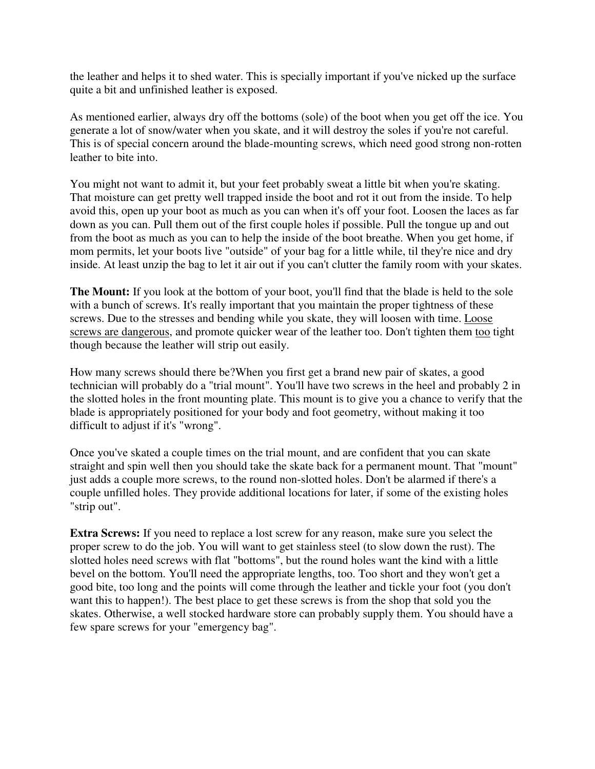the leather and helps it to shed water. This is specially important if you've nicked up the surface quite a bit and unfinished leather is exposed.

As mentioned earlier, always dry off the bottoms (sole) of the boot when you get off the ice. You generate a lot of snow/water when you skate, and it will destroy the soles if you're not careful. This is of special concern around the blade-mounting screws, which need good strong non-rotten leather to bite into.

You might not want to admit it, but your feet probably sweat a little bit when you're skating. That moisture can get pretty well trapped inside the boot and rot it out from the inside. To help avoid this, open up your boot as much as you can when it's off your foot. Loosen the laces as far down as you can. Pull them out of the first couple holes if possible. Pull the tongue up and out from the boot as much as you can to help the inside of the boot breathe. When you get home, if mom permits, let your boots live "outside" of your bag for a little while, til they're nice and dry inside. At least unzip the bag to let it air out if you can't clutter the family room with your skates.

**The Mount:** If you look at the bottom of your boot, you'll find that the blade is held to the sole with a bunch of screws. It's really important that you maintain the proper tightness of these screws. Due to the stresses and bending while you skate, they will loosen with time. <u>Loose screws are dangerous</u>, and promote quicker wear of the leather too. Don't tighten them <u>too</u> tight though because the leather will strip out easily.

How many screws should there be?When you first get a brand new pair of skates, a good technician will probably do a "trial mount". You'll have two screws in the heel and probably 2 in the slotted holes in the front mounting plate. This mount is to give you a chance to verify that the blade is appropriately positioned for your body and foot geometry, without making it too difficult to adjust if it's "wrong".

Once you've skated a couple times on the trial mount, and are confident that you can skate straight and spin well then you should take the skate back for a permanent mount. That "mount" just adds a couple more screws, to the round non-slotted holes. Don't be alarmed if there's a couple unfilled holes. They provide additional locations for later, if some of the existing holes "strip out".

**Extra Screws:** If you need to replace a lost screw for any reason, make sure you select the proper screw to do the job. You will want to get stainless steel (to slow down the rust). The slotted holes need screws with flat "bottoms", but the round holes want the kind with a little bevel on the bottom. You'll need the appropriate lengths, too. Too short and they won't get a good bite, too long and the points will come through the leather and tickle your foot (you don't want this to happen!). The best place to get these screws is from the shop that sold you the skates. Otherwise, a well stocked hardware store can probably supply them. You should have a few spare screws for your "emergency bag".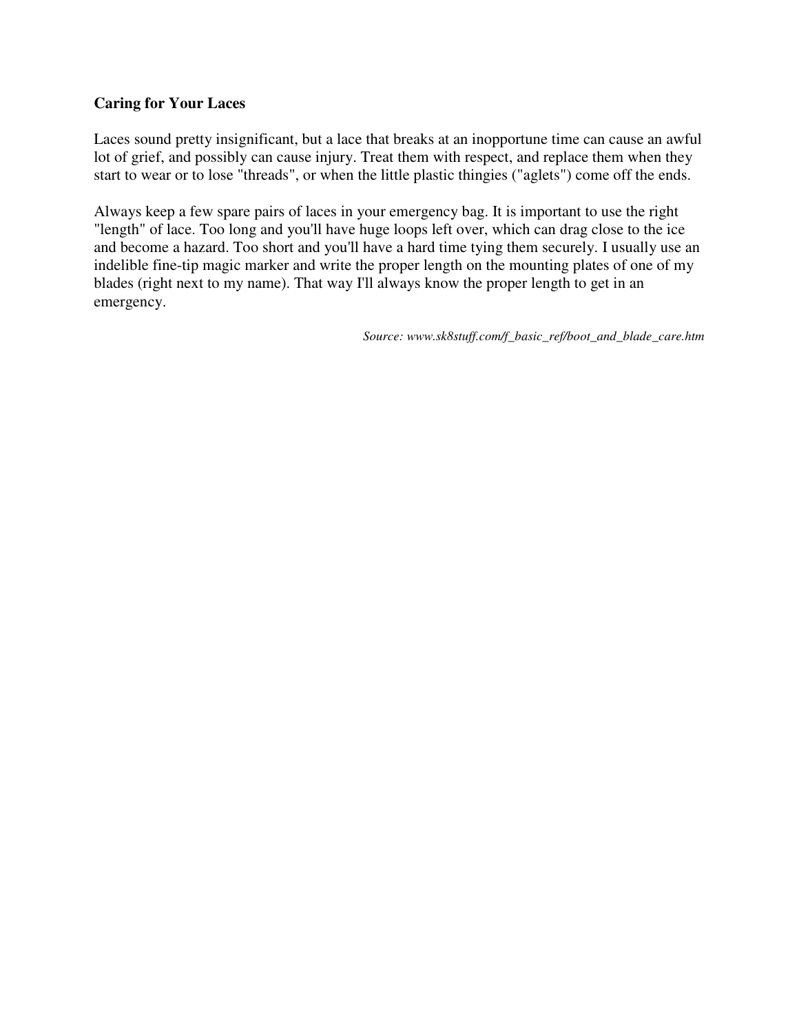**Caring for Your Laces**

Laces sound pretty insignificant, but a lace that breaks at an inopportune time can cause an awful lot of grief, and possibly can cause injury. Treat them with respect, and replace them when they start to wear or to lose "threads", or when the little plastic thingies ("aglets") come off the ends.

Always keep a few spare pairs of laces in your emergency bag. It is important to use the right "length" of lace. Too long and you'll have huge loops left over, which can drag close to the ice and become a hazard. Too short and you'll have a hard time tying them securely. I usually use an indelible fine-tip magic marker and write the proper length on the mounting plates of one of my blades (right next to my name). That way I'll always know the proper length to get in an emergency.

*Source: www.sk8stuff.com/f_basic_ref/boot_and_blade_care.htm*